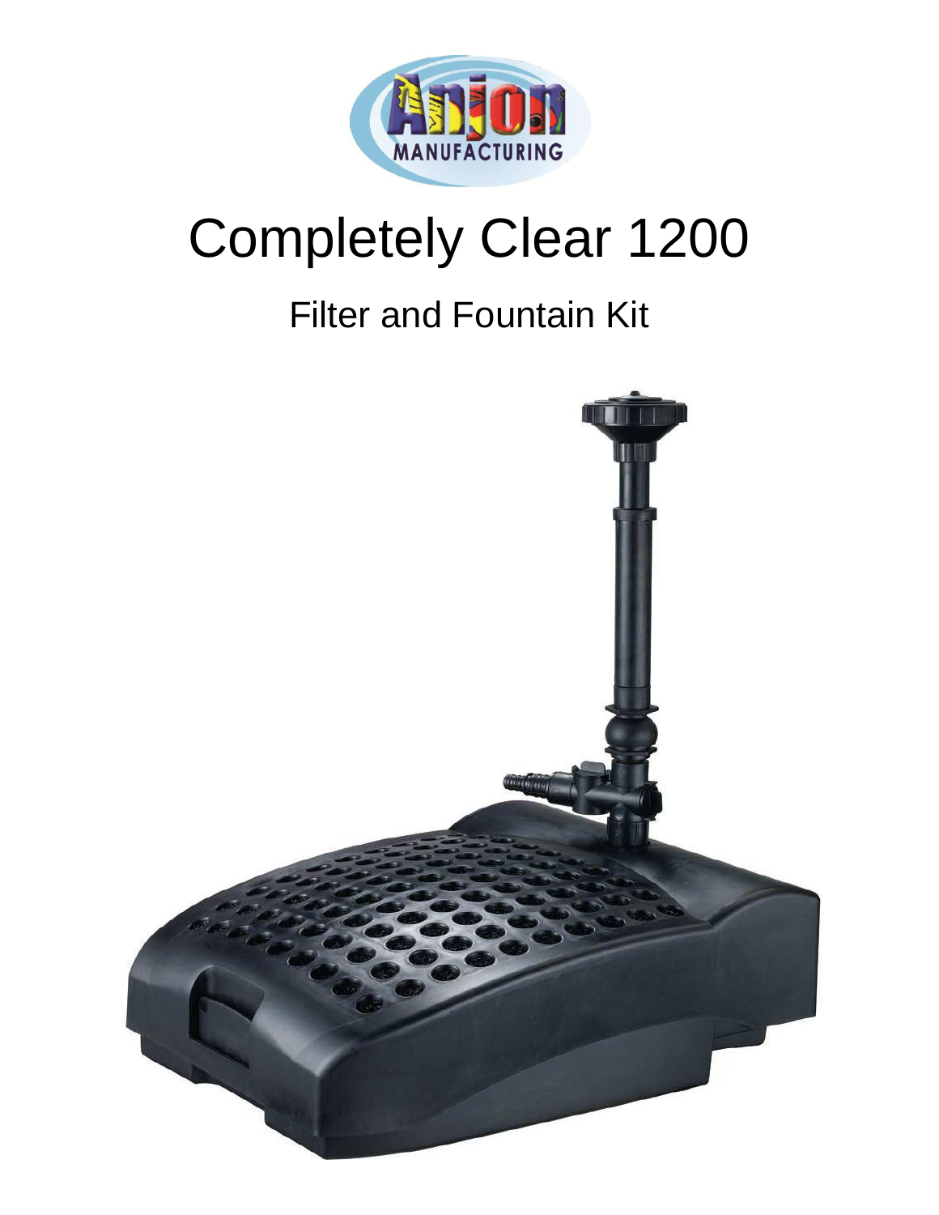# Completely Clear 1200

## Filter and Fountain Kit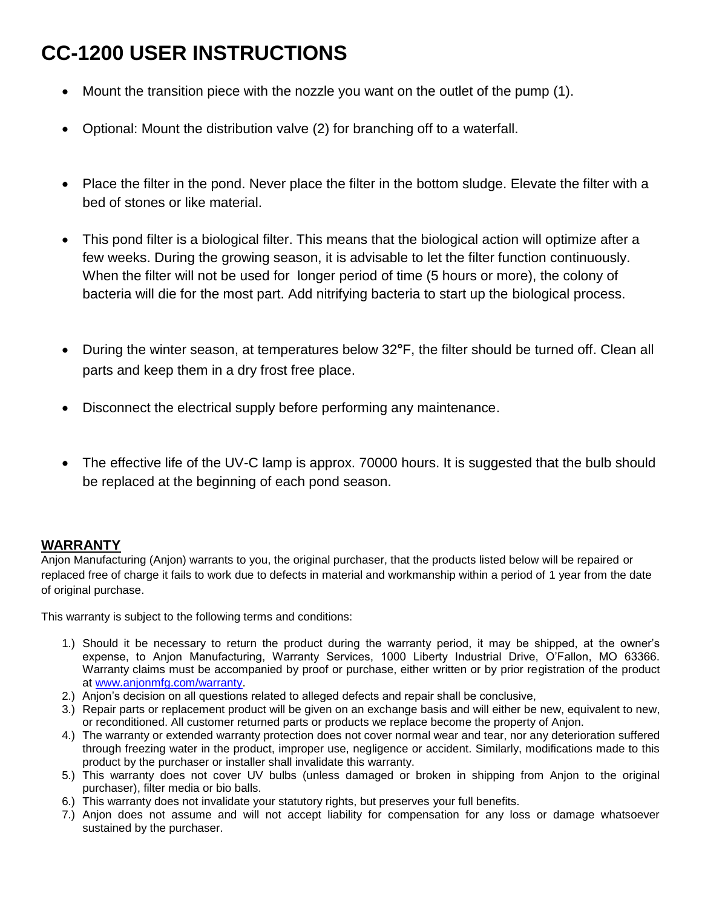# CC-1200 USER INSTRUCTIONS

- Mount the transition piece with the nozzle you want on the outlet of the pump (1).
- Optional: Mount the distribution valve (2) for branching off to a waterfall.
- Place the filter in the pond. Never place the filter in the bottom sludge. Elevate the filter with a bed of stones or like material.
- This pond filter is a biological filter. This means that the biological action will optimize after a few weeks. During the growing season, it is advisable to let the filter function continuously. When the filter will not be used for longer period of time (5 hours or more), the colony of bacteria will die for the most part. Add nitrifying bacteria to start up the biological process.
- During the winter season, at temperatures below 32°F, the filter should be turned off. Clean all parts and keep them in a dry frost free place.
- Disconnect the electrical supply before performing any maintenance.
- The effective life of the UV-C lamp is approx. 70000 hours. It is suggested that the bulb should be replaced at the beginning of each pond season.

## WARRANTY

Anjon Manufacturing (Anjon) warrants to you, the original purchaser, that the products listed below will be repaired or replaced free of charge it fails to work due to defects in material and workmanship within a period of 1 year from the date of original purchase.

This warranty is subject to the following terms and conditions:

1.) Should it be necessary to return the product during the warranty period, it may be shipped, at the owner's expense, to Anjon Manufacturing, Warranty Services, 1000 Liberty Industrial Drive, O'Fallon, MO 63366. Warranty claims must be accompanied by proof or purchase, either written or by prior registration of the product at www.anjonmfg.com/warranty.
2.) Anjon's decision on all questions related to alleged defects and repair shall be conclusive,
3.) Repair parts or replacement product will be given on an exchange basis and will either be new, equivalent to new, or reconditioned. All customer returned parts or products we replace become the property of Anjon.
4.) The warranty or extended warranty protection does not cover normal wear and tear, nor any deterioration suffered through freezing water in the product, improper use, negligence or accident. Similarly, modifications made to this product by the purchaser or installer shall invalidate this warranty.
5.) This warranty does not cover UV bulbs (unless damaged or broken in shipping from Anjon to the original purchaser), filter media or bio balls.
6.) This warranty does not invalidate your statutory rights, but preserves your full benefits.
7.) Anjon does not assume and will not accept liability for compensation for any loss or damage whatsoever sustained by the purchaser.